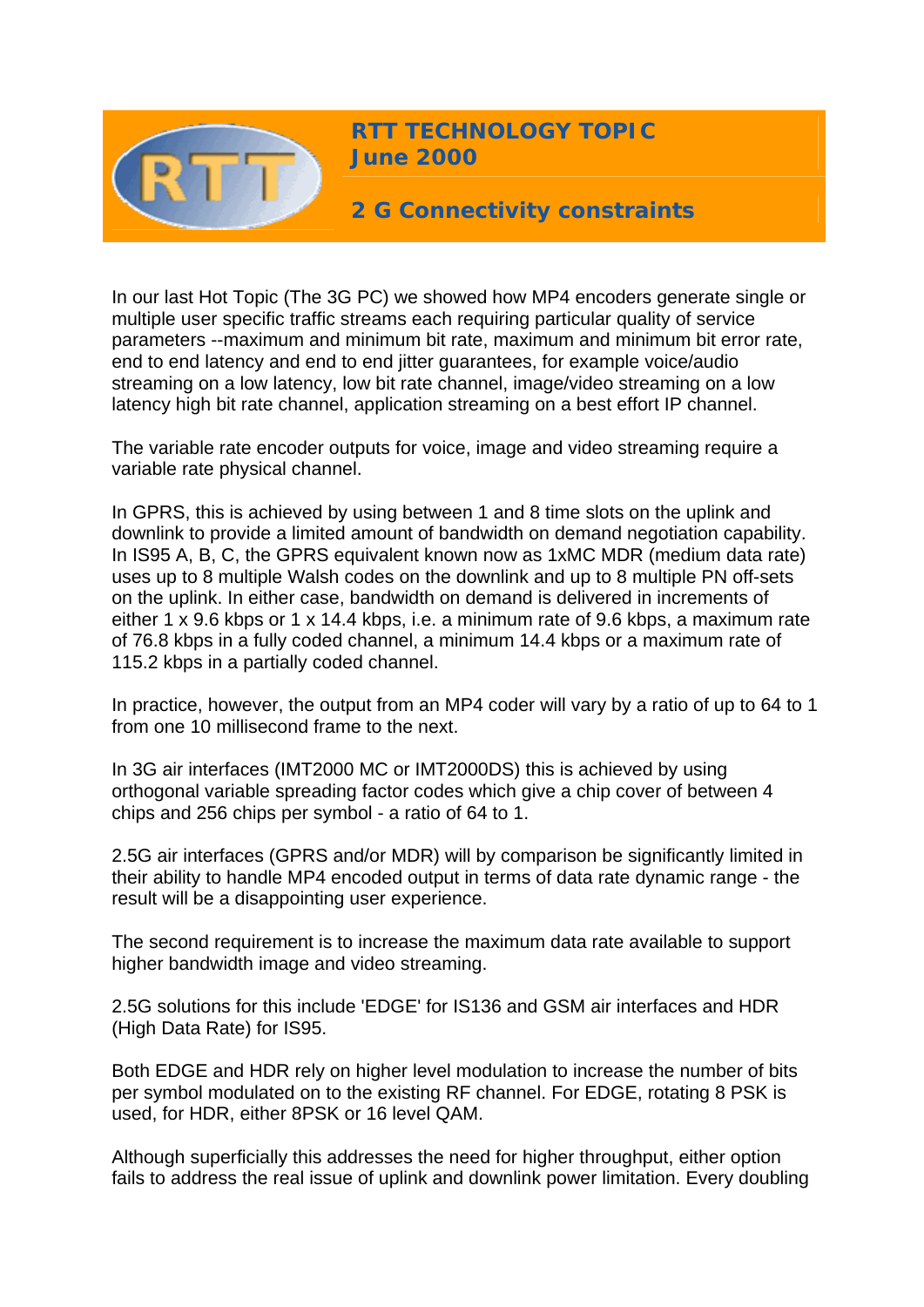# RTT TECHNOLOGY TOPIC
## June 2000

## 2 G Connectivity constraints

In our last Hot Topic (The 3G PC) we showed how MP4 encoders generate single or multiple user specific traffic streams each requiring particular quality of service parameters --maximum and minimum bit rate, maximum and minimum bit error rate, end to end latency and end to end jitter guarantees, for example voice/audio streaming on a low latency, low bit rate channel, image/video streaming on a low latency high bit rate channel, application streaming on a best effort IP channel.

The variable rate encoder outputs for voice, image and video streaming require a variable rate physical channel.

In GPRS, this is achieved by using between 1 and 8 time slots on the uplink and downlink to provide a limited amount of bandwidth on demand negotiation capability. In IS95 A, B, C, the GPRS equivalent known now as 1xMC MDR (medium data rate) uses up to 8 multiple Walsh codes on the downlink and up to 8 multiple PN off-sets on the uplink. In either case, bandwidth on demand is delivered in increments of either 1 x 9.6 kbps or 1 x 14.4 kbps, i.e. a minimum rate of 9.6 kbps, a maximum rate of 76.8 kbps in a fully coded channel, a minimum 14.4 kbps or a maximum rate of 115.2 kbps in a partially coded channel.

In practice, however, the output from an MP4 coder will vary by a ratio of up to 64 to 1 from one 10 millisecond frame to the next.

In 3G air interfaces (IMT2000 MC or IMT2000DS) this is achieved by using orthogonal variable spreading factor codes which give a chip cover of between 4 chips and 256 chips per symbol - a ratio of 64 to 1.

2.5G air interfaces (GPRS and/or MDR) will by comparison be significantly limited in their ability to handle MP4 encoded output in terms of data rate dynamic range - the result will be a disappointing user experience.

The second requirement is to increase the maximum data rate available to support higher bandwidth image and video streaming.

2.5G solutions for this include 'EDGE' for IS136 and GSM air interfaces and HDR (High Data Rate) for IS95.

Both EDGE and HDR rely on higher level modulation to increase the number of bits per symbol modulated on to the existing RF channel. For EDGE, rotating 8 PSK is used, for HDR, either 8PSK or 16 level QAM.

Although superficially this addresses the need for higher throughput, either option fails to address the real issue of uplink and downlink power limitation. Every doubling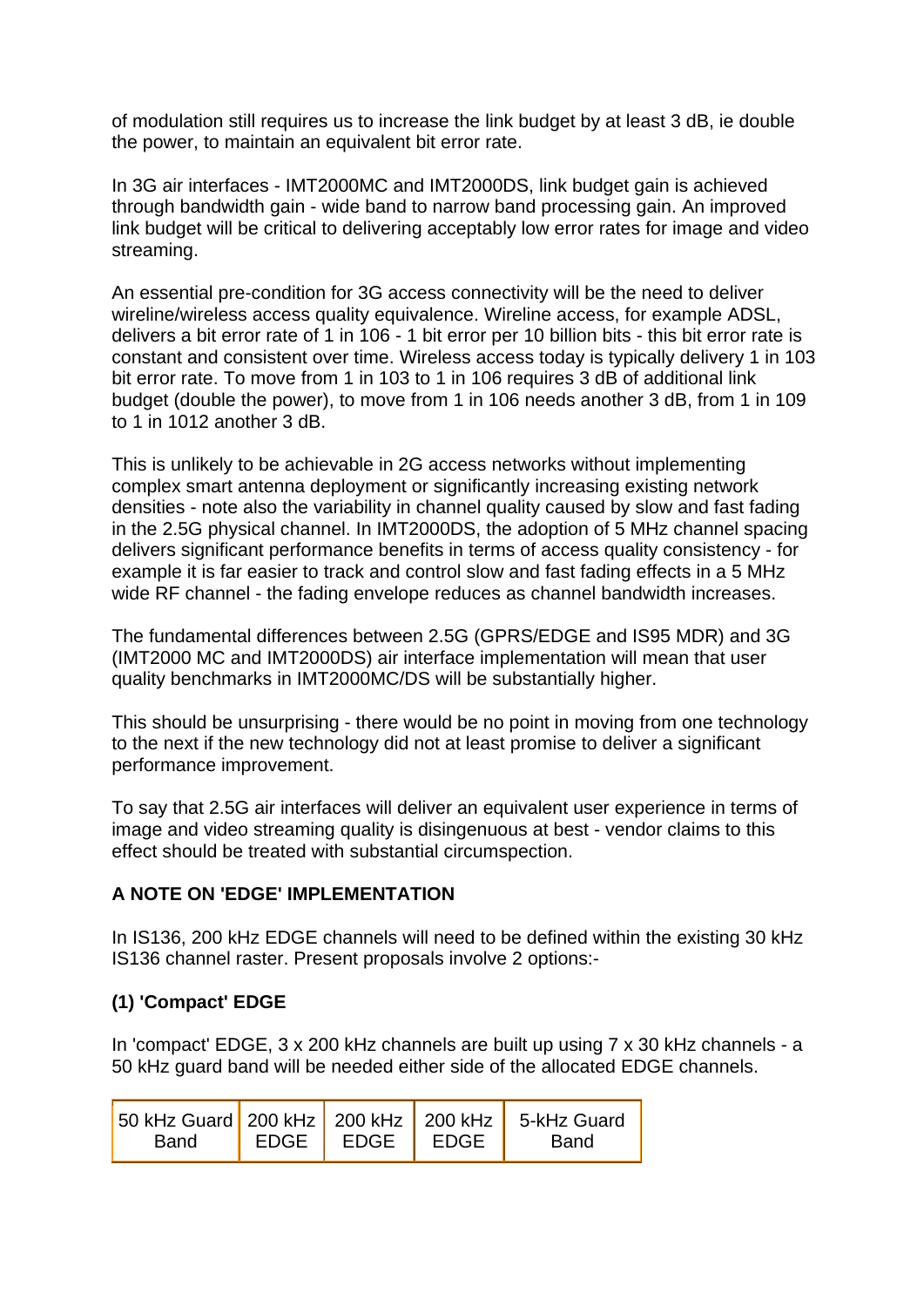of modulation still requires us to increase the link budget by at least 3 dB, ie double the power, to maintain an equivalent bit error rate.

In 3G air interfaces - IMT2000MC and IMT2000DS, link budget gain is achieved through bandwidth gain - wide band to narrow band processing gain. An improved link budget will be critical to delivering acceptably low error rates for image and video streaming.

An essential pre-condition for 3G access connectivity will be the need to deliver wireline/wireless access quality equivalence. Wireline access, for example ADSL, delivers a bit error rate of 1 in 106 - 1 bit error per 10 billion bits - this bit error rate is constant and consistent over time. Wireless access today is typically delivery 1 in 103 bit error rate. To move from 1 in 103 to 1 in 106 requires 3 dB of additional link budget (double the power), to move from 1 in 106 needs another 3 dB, from 1 in 109 to 1 in 1012 another 3 dB.

This is unlikely to be achievable in 2G access networks without implementing complex smart antenna deployment or significantly increasing existing network densities - note also the variability in channel quality caused by slow and fast fading in the 2.5G physical channel. In IMT2000DS, the adoption of 5 MHz channel spacing delivers significant performance benefits in terms of access quality consistency - for example it is far easier to track and control slow and fast fading effects in a 5 MHz wide RF channel - the fading envelope reduces as channel bandwidth increases.

The fundamental differences between 2.5G (GPRS/EDGE and IS95 MDR) and 3G (IMT2000 MC and IMT2000DS) air interface implementation will mean that user quality benchmarks in IMT2000MC/DS will be substantially higher.

This should be unsurprising - there would be no point in moving from one technology to the next if the new technology did not at least promise to deliver a significant performance improvement.

To say that 2.5G air interfaces will deliver an equivalent user experience in terms of image and video streaming quality is disingenuous at best - vendor claims to this effect should be treated with substantial circumspection.

**A NOTE ON 'EDGE' IMPLEMENTATION**

In IS136, 200 kHz EDGE channels will need to be defined within the existing 30 kHz IS136 channel raster. Present proposals involve 2 options:-

**(1) 'Compact' EDGE**

In 'compact' EDGE, 3 x 200 kHz channels are built up using 7 x 30 kHz channels - a 50 kHz guard band will be needed either side of the allocated EDGE channels.

| 50 kHz Guard Band | 200 kHz EDGE | 200 kHz EDGE | 200 kHz EDGE | 5-kHz Guard Band |
|---|---|---|---|---|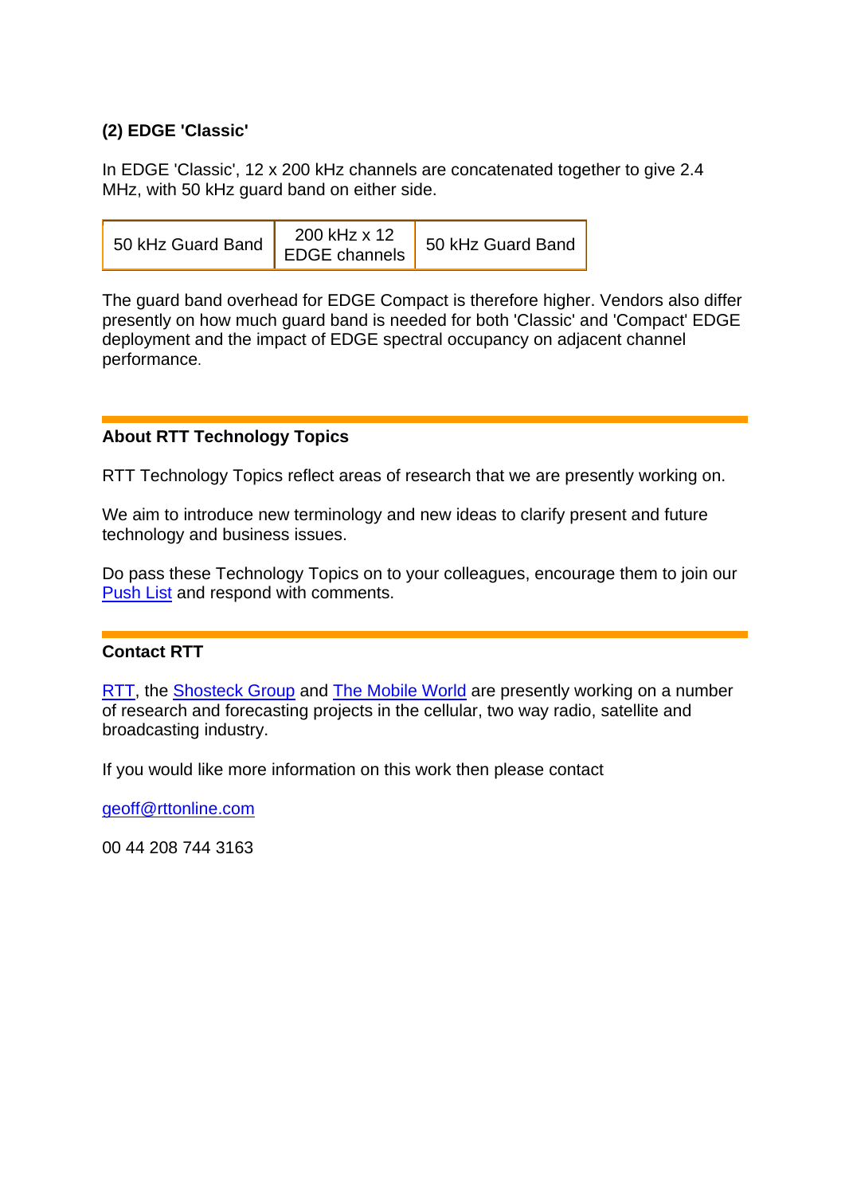**(2) EDGE 'Classic'**

In EDGE 'Classic', 12 x 200 kHz channels are concatenated together to give 2.4 MHz, with 50 kHz guard band on either side.

| | | |
|---|---|---|
| 50 kHz Guard Band | 200 kHz x 12 EDGE channels | 50 kHz Guard Band |

The guard band overhead for EDGE Compact is therefore higher. Vendors also differ presently on how much guard band is needed for both 'Classic' and 'Compact' EDGE deployment and the impact of EDGE spectral occupancy on adjacent channel performance.

---

**About RTT Technology Topics**

RTT Technology Topics reflect areas of research that we are presently working on.

We aim to introduce new terminology and new ideas to clarify present and future technology and business issues.

Do pass these Technology Topics on to your colleagues, encourage them to join our Push List and respond with comments.

---

**Contact RTT**

RTT, the Shosteck Group and The Mobile World are presently working on a number of research and forecasting projects in the cellular, two way radio, satellite and broadcasting industry.

If you would like more information on this work then please contact

geoff@rttonline.com

00 44 208 744 3163